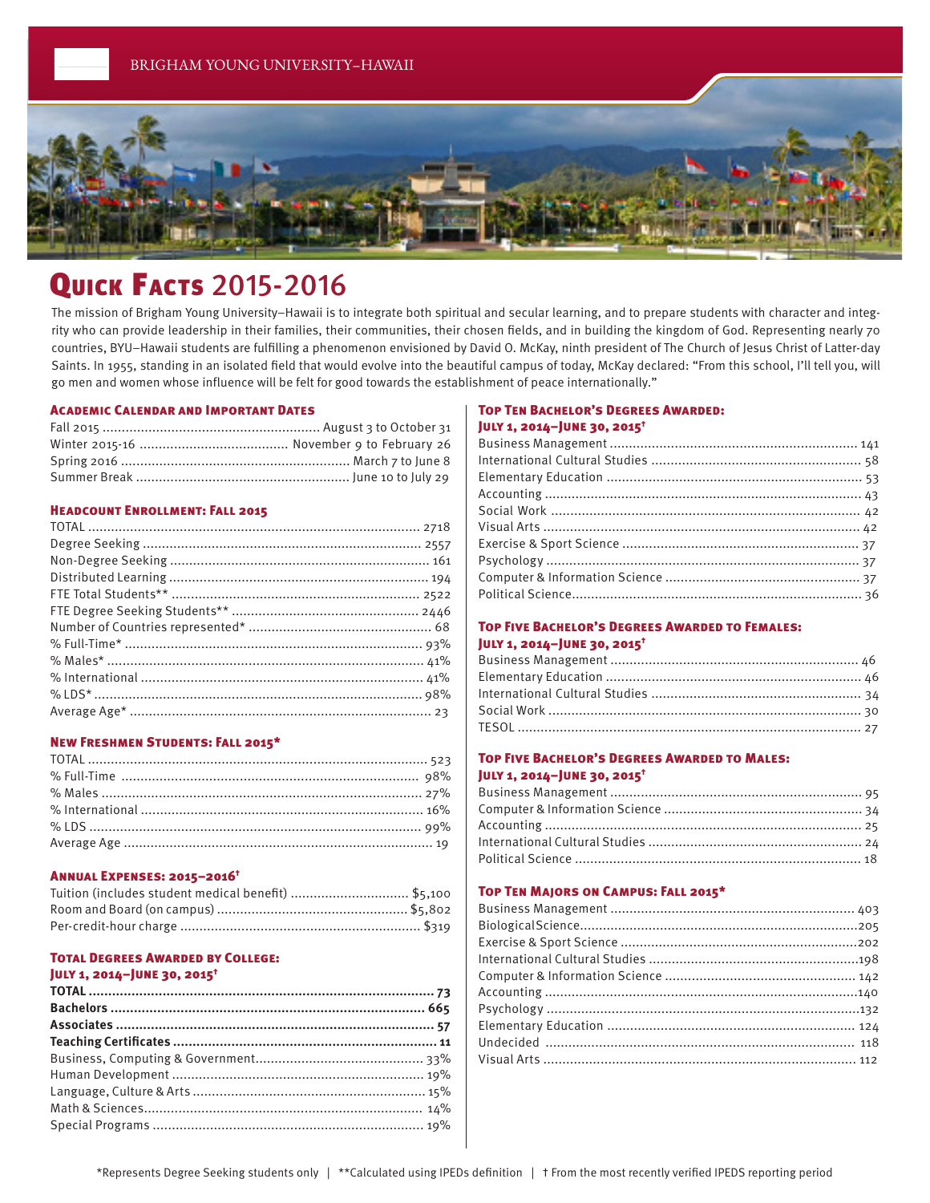BRIGHAM YOUNG UNIVERSITY–HAWAII

# Quick Facts 2015-2016

The mission of Brigham Young University–Hawaii is to integrate both spiritual and secular learning, and to prepare students with character and integrity who can provide leadership in their families, their communities, their chosen fields, and in building the kingdom of God. Representing nearly 70 countries, BYU–Hawaii students are fulfilling a phenomenon envisioned by David O. McKay, ninth president of The Church of Jesus Christ of Latter-day Saints. In 1955, standing in an isolated field that would evolve into the beautiful campus of today, McKay declared: "From this school, I'll tell you, will go men and women whose influence will be felt for good towards the establishment of peace internationally."

### Academic Calendar and Important Dates

| | |
|---|---|
| Fall 2015 | August 3 to October 31 |
| Winter 2015-16 | November 9 to February 26 |
| Spring 2016 | March 7 to June 8 |
| Summer Break | June 10 to July 29 |

### Headcount Enrollment: Fall 2015

| | |
|---|---|
| TOTAL | 2718 |
| Degree Seeking | 2557 |
| Non-Degree Seeking | 161 |
| Distributed Learning | 194 |
| FTE Total Students** | 2522 |
| FTE Degree Seeking Students** | 2446 |
| Number of Countries represented* | 68 |
| % Full-Time* | 93% |
| % Males* | 41% |
| % International | 41% |
| % LDS* | 98% |
| Average Age* | 23 |

### New Freshmen Students: Fall 2015*

| | |
|---|---|
| TOTAL | 523 |
| % Full-Time | 98% |
| % Males | 27% |
| % International | 16% |
| % LDS | 99% |
| Average Age | 19 |

### Annual Expenses: 2015–2016†

| | |
|---|---|
| Tuition (includes student medical benefit) | $5,100 |
| Room and Board (on campus) | $5,802 |
| Per-credit-hour charge | $319 |

### Total Degrees Awarded by College: July 1, 2014–June 30, 2015†

| | |
|---|---|
| **TOTAL** | **73** |
| **Bachelors** | **665** |
| **Associates** | **57** |
| **Teaching Certificates** | **11** |
| Business, Computing & Government | 33% |
| Human Development | 19% |
| Language, Culture & Arts | 15% |
| Math & Sciences | 14% |
| Special Programs | 19% |

### Top Ten Bachelor's Degrees Awarded: July 1, 2014–June 30, 2015†

| | |
|---|---|
| Business Management | 141 |
| International Cultural Studies | 58 |
| Elementary Education | 53 |
| Accounting | 43 |
| Social Work | 42 |
| Visual Arts | 42 |
| Exercise & Sport Science | 37 |
| Psychology | 37 |
| Computer & Information Science | 37 |
| Political Science | 36 |

### Top Five Bachelor's Degrees Awarded to Females: July 1, 2014–June 30, 2015†

| | |
|---|---|
| Business Management | 46 |
| Elementary Education | 46 |
| International Cultural Studies | 34 |
| Social Work | 30 |
| TESOL | 27 |

### Top Five Bachelor's Degrees Awarded to Males: July 1, 2014–June 30, 2015†

| | |
|---|---|
| Business Management | 95 |
| Computer & Information Science | 34 |
| Accounting | 25 |
| International Cultural Studies | 24 |
| Political Science | 18 |

### Top Ten Majors on Campus: Fall 2015*

| | |
|---|---|
| Business Management | 403 |
| Biological Science | 205 |
| Exercise & Sport Science | 202 |
| International Cultural Studies | 198 |
| Computer & Information Science | 142 |
| Accounting | 140 |
| Psychology | 132 |
| Elementary Education | 124 |
| Undecided | 118 |
| Visual Arts | 112 |

*Represents Degree Seeking students only | **Calculated using IPEDs definition | † From the most recently verified IPEDS reporting period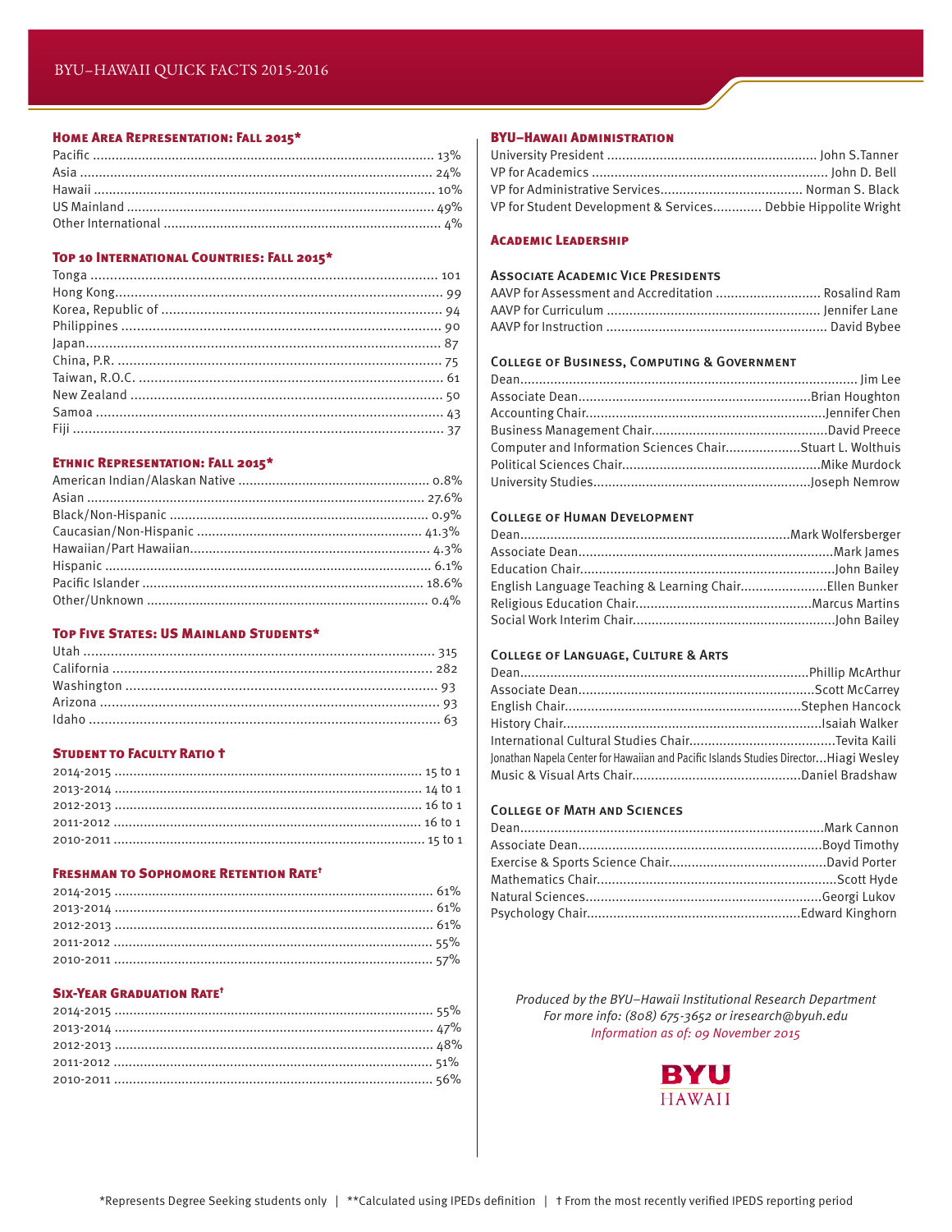BYU–HAWAII QUICK FACTS 2015-2016

## Home Area Representation: Fall 2015*

| | |
|---|---|
| Pacific | 13% |
| Asia | 24% |
| Hawaii | 10% |
| US Mainland | 49% |
| Other International | 4% |

## Top 10 International Countries: Fall 2015*

| | |
|---|---|
| Tonga | 101 |
| Hong Kong | 99 |
| Korea, Republic of | 94 |
| Philippines | 90 |
| Japan | 87 |
| China, P.R. | 75 |
| Taiwan, R.O.C. | 61 |
| New Zealand | 50 |
| Samoa | 43 |
| Fiji | 37 |

## Ethnic Representation: Fall 2015*

| | |
|---|---|
| American Indian/Alaskan Native | 0.8% |
| Asian | 27.6% |
| Black/Non-Hispanic | 0.9% |
| Caucasian/Non-Hispanic | 41.3% |
| Hawaiian/Part Hawaiian | 4.3% |
| Hispanic | 6.1% |
| Pacific Islander | 18.6% |
| Other/Unknown | 0.4% |

## Top Five States: US Mainland Students*

| | |
|---|---|
| Utah | 315 |
| California | 282 |
| Washington | 93 |
| Arizona | 93 |
| Idaho | 63 |

## Student to Faculty Ratio †

| | |
|---|---|
| 2014-2015 | 15 to 1 |
| 2013-2014 | 14 to 1 |
| 2012-2013 | 16 to 1 |
| 2011-2012 | 16 to 1 |
| 2010-2011 | 15 to 1 |

## Freshman to Sophomore Retention Rate†

| | |
|---|---|
| 2014-2015 | 61% |
| 2013-2014 | 61% |
| 2012-2013 | 61% |
| 2011-2012 | 55% |
| 2010-2011 | 57% |

## Six-Year Graduation Rate†

| | |
|---|---|
| 2014-2015 | 55% |
| 2013-2014 | 47% |
| 2012-2013 | 48% |
| 2011-2012 | 51% |
| 2010-2011 | 56% |

## BYU–Hawaii Administration

| | |
|---|---|
| University President | John S.Tanner |
| VP for Academics | John D. Bell |
| VP for Administrative Services | Norman S. Black |
| VP for Student Development & Services | Debbie Hippolite Wright |

## Academic Leadership

### Associate Academic Vice Presidents

| | |
|---|---|
| AAVP for Assessment and Accreditation | Rosalind Ram |
| AAVP for Curriculum | Jennifer Lane |
| AAVP for Instruction | David Bybee |

### College of Business, Computing & Government

| | |
|---|---|
| Dean | Jim Lee |
| Associate Dean | Brian Houghton |
| Accounting Chair | Jennifer Chen |
| Business Management Chair | David Preece |
| Computer and Information Sciences Chair | Stuart L. Wolthuis |
| Political Sciences Chair | Mike Murdock |
| University Studies | Joseph Nemrow |

### College of Human Development

| | |
|---|---|
| Dean | Mark Wolfersberger |
| Associate Dean | Mark James |
| Education Chair | John Bailey |
| English Language Teaching & Learning Chair | Ellen Bunker |
| Religious Education Chair | Marcus Martins |
| Social Work Interim Chair | John Bailey |

### College of Language, Culture & Arts

| | |
|---|---|
| Dean | Phillip McArthur |
| Associate Dean | Scott McCarrey |
| English Chair | Stephen Hancock |
| History Chair | Isaiah Walker |
| International Cultural Studies Chair | Tevita Kaili |
| Jonathan Napela Center for Hawaiian and Pacific Islands Studies Director | Hiagi Wesley |
| Music & Visual Arts Chair | Daniel Bradshaw |

### College of Math and Sciences

| | |
|---|---|
| Dean | Mark Cannon |
| Associate Dean | Boyd Timothy |
| Exercise & Sports Science Chair | David Porter |
| Mathematics Chair | Scott Hyde |
| Natural Sciences | Georgi Lukov |
| Psychology Chair | Edward Kinghorn |

*Produced by the BYU–Hawaii Institutional Research Department*
*For more info: (808) 675-3652 or iresearch@byuh.edu*
*Information as of: 09 November 2015*

BYU HAWAII

*Represents Degree Seeking students only | **Calculated using IPEDs definition | † From the most recently verified IPEDS reporting period